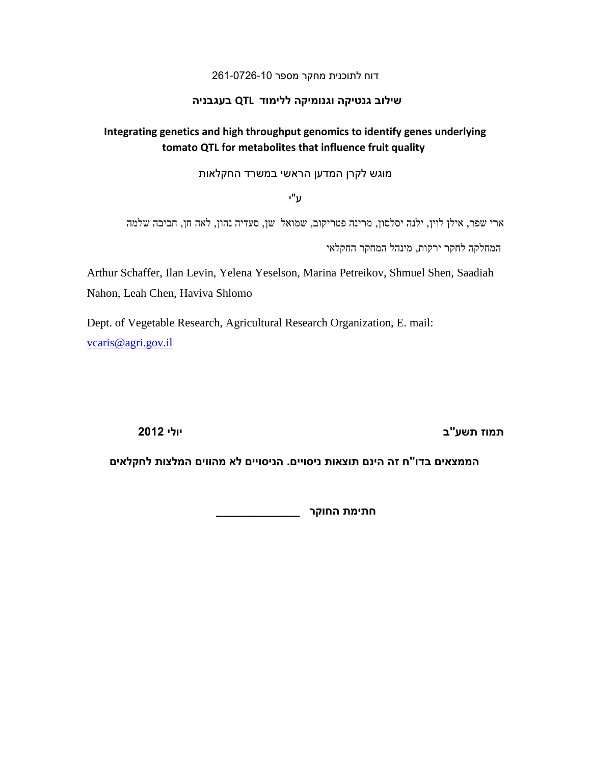דוח לתוכנית מחקר מספר 261-0726-10

**שילוב גנטיקה וגנומיקה ללימוד QTL בעגבניה**

**Integrating genetics and high throughput genomics to identify genes underlying tomato QTL for metabolites that influence fruit quality**

מוגש לקרן המדען הראשי במשרד החקלאות

ע"י

ארי שפר, אילן לוין, ילנה יסלסון, מרינה פטריקוב, שמואל שן, סעדיה נהון, לאה חן, חביבה שלמה

המחלקה לחקר ירקות, מינהל המחקר החקלאי

Arthur Schaffer, Ilan Levin, Yelena Yeselson, Marina Petreikov, Shmuel Shen, Saadiah Nahon, Leah Chen, Haviva Shlomo

Dept. of Vegetable Research, Agricultural Research Organization, E. mail: vcaris@agri.gov.il

**תמוז תשע"ב** **יולי 2012**

**הממצאים בדו"ח זה הינם תוצאות ניסויים. הניסויים לא מהווים המלצות לחקלאים**

**חתימת החוקר** ______________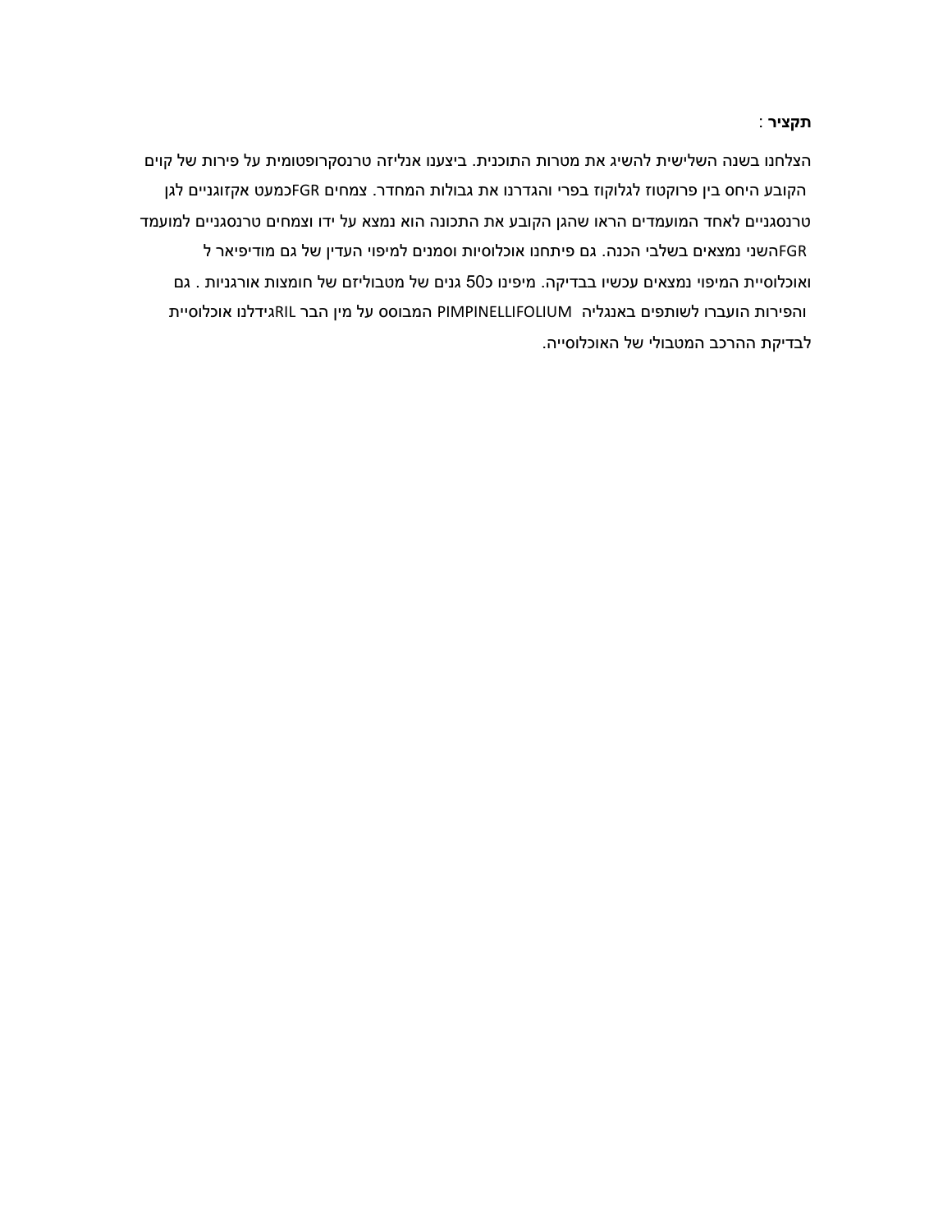**תקציר** :

הצלחנו בשנה השלישית להשיג את מטרות התוכנית. ביצענו אנליזה טרנסקרופטומית על פירות של קוים הקובע היחס בין פרוקטוז לגלוקוז בפרי והגדרנו את גבולות המחדר. צמחים FGRכמעט אקזוגניים לגן טרנסגניים לאחד המועמדים הראו שהגן הקובע את התכונה הוא נמצא על ידו וצמחים טרנסגניים למועמד השני נמצאים בשלבי הכנה. גם פיתחנו אוכלוסיות וסמנים למיפוי העדין של גם מודיפיאר ל FGR ואוכלוסיית המיפוי נמצאים עכשיו בבדיקה. מיפינו כ50 גנים של מטבוליזם של חומצות אורגניות . גם גידלנו אוכלוסיית RIL המבוסס על מין הבר PIMPINELLIFOLIUM והפירות הועברו לשותפים באנגליה לבדיקת ההרכב המטבולי של האוכלוסייה.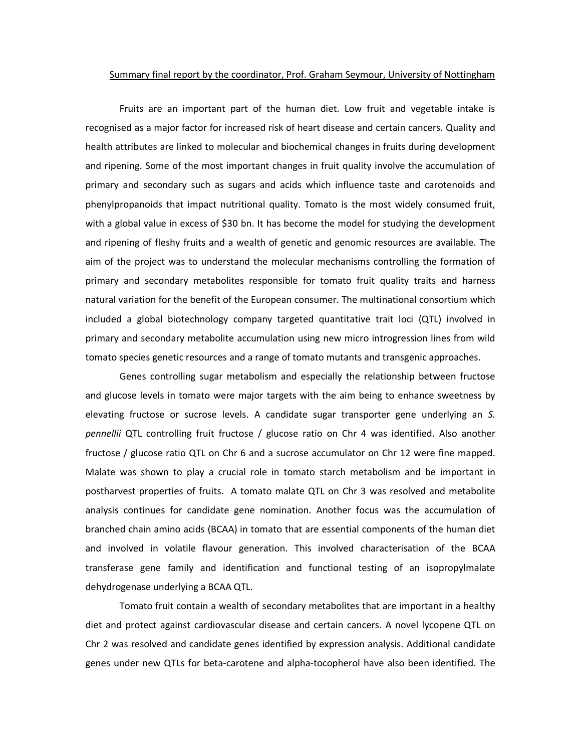Summary final report by the coordinator, Prof. Graham Seymour, University of Nottingham

Fruits are an important part of the human diet. Low fruit and vegetable intake is recognised as a major factor for increased risk of heart disease and certain cancers. Quality and health attributes are linked to molecular and biochemical changes in fruits during development and ripening. Some of the most important changes in fruit quality involve the accumulation of primary and secondary such as sugars and acids which influence taste and carotenoids and phenylpropanoids that impact nutritional quality. Tomato is the most widely consumed fruit, with a global value in excess of $30 bn. It has become the model for studying the development and ripening of fleshy fruits and a wealth of genetic and genomic resources are available. The aim of the project was to understand the molecular mechanisms controlling the formation of primary and secondary metabolites responsible for tomato fruit quality traits and harness natural variation for the benefit of the European consumer. The multinational consortium which included a global biotechnology company targeted quantitative trait loci (QTL) involved in primary and secondary metabolite accumulation using new micro introgression lines from wild tomato species genetic resources and a range of tomato mutants and transgenic approaches.

Genes controlling sugar metabolism and especially the relationship between fructose and glucose levels in tomato were major targets with the aim being to enhance sweetness by elevating fructose or sucrose levels. A candidate sugar transporter gene underlying an *S. pennellii* QTL controlling fruit fructose / glucose ratio on Chr 4 was identified. Also another fructose / glucose ratio QTL on Chr 6 and a sucrose accumulator on Chr 12 were fine mapped. Malate was shown to play a crucial role in tomato starch metabolism and be important in postharvest properties of fruits. A tomato malate QTL on Chr 3 was resolved and metabolite analysis continues for candidate gene nomination. Another focus was the accumulation of branched chain amino acids (BCAA) in tomato that are essential components of the human diet and involved in volatile flavour generation. This involved characterisation of the BCAA transferase gene family and identification and functional testing of an isopropylmalate dehydrogenase underlying a BCAA QTL.

Tomato fruit contain a wealth of secondary metabolites that are important in a healthy diet and protect against cardiovascular disease and certain cancers. A novel lycopene QTL on Chr 2 was resolved and candidate genes identified by expression analysis. Additional candidate genes under new QTLs for beta-carotene and alpha-tocopherol have also been identified. The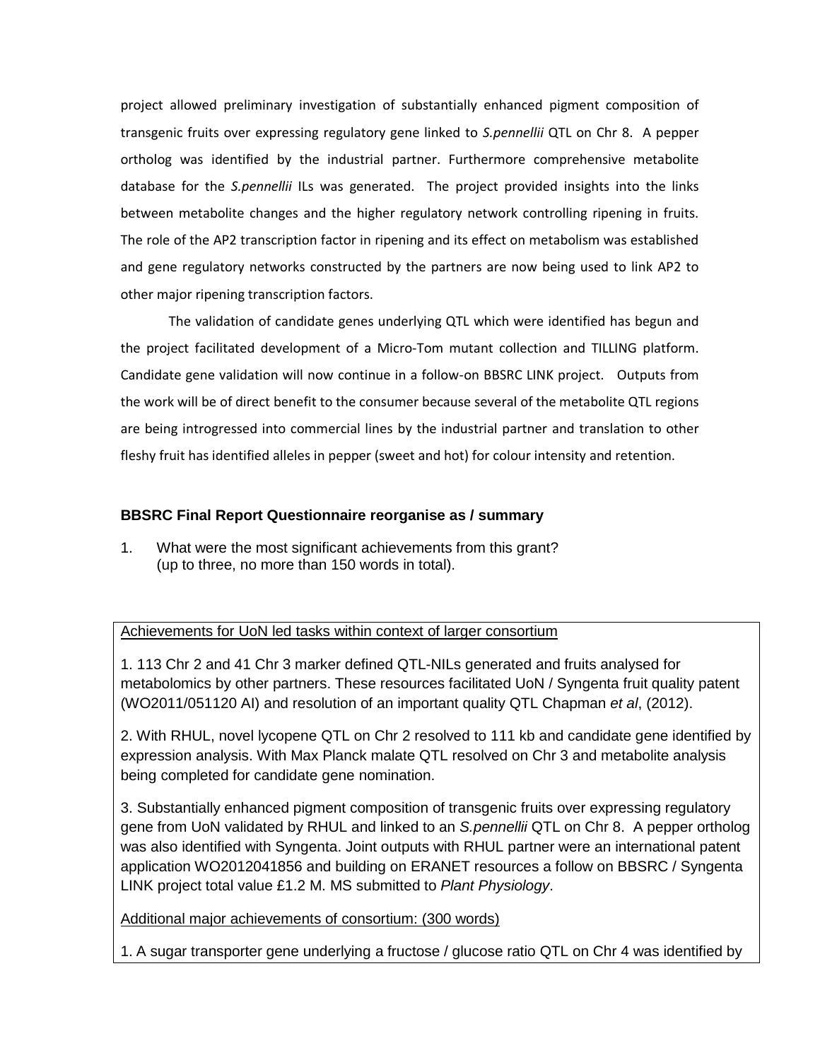project allowed preliminary investigation of substantially enhanced pigment composition of transgenic fruits over expressing regulatory gene linked to *S.pennellii* QTL on Chr 8. A pepper ortholog was identified by the industrial partner. Furthermore comprehensive metabolite database for the *S.pennellii* ILs was generated. The project provided insights into the links between metabolite changes and the higher regulatory network controlling ripening in fruits. The role of the AP2 transcription factor in ripening and its effect on metabolism was established and gene regulatory networks constructed by the partners are now being used to link AP2 to other major ripening transcription factors.

The validation of candidate genes underlying QTL which were identified has begun and the project facilitated development of a Micro-Tom mutant collection and TILLING platform. Candidate gene validation will now continue in a follow-on BBSRC LINK project. Outputs from the work will be of direct benefit to the consumer because several of the metabolite QTL regions are being introgressed into commercial lines by the industrial partner and translation to other fleshy fruit has identified alleles in pepper (sweet and hot) for colour intensity and retention.

### BBSRC Final Report Questionnaire reorganise as / summary

1. What were the most significant achievements from this grant? (up to three, no more than 150 words in total).

Achievements for UoN led tasks within context of larger consortium

1. 113 Chr 2 and 41 Chr 3 marker defined QTL-NILs generated and fruits analysed for metabolomics by other partners. These resources facilitated UoN / Syngenta fruit quality patent (WO2011/051120 AI) and resolution of an important quality QTL Chapman *et al*, (2012).

2. With RHUL, novel lycopene QTL on Chr 2 resolved to 111 kb and candidate gene identified by expression analysis. With Max Planck malate QTL resolved on Chr 3 and metabolite analysis being completed for candidate gene nomination.

3. Substantially enhanced pigment composition of transgenic fruits over expressing regulatory gene from UoN validated by RHUL and linked to an *S.pennellii* QTL on Chr 8. A pepper ortholog was also identified with Syngenta. Joint outputs with RHUL partner were an international patent application WO2012041856 and building on ERANET resources a follow on BBSRC / Syngenta LINK project total value £1.2 M. MS submitted to *Plant Physiology*.

Additional major achievements of consortium: (300 words)

1. A sugar transporter gene underlying a fructose / glucose ratio QTL on Chr 4 was identified by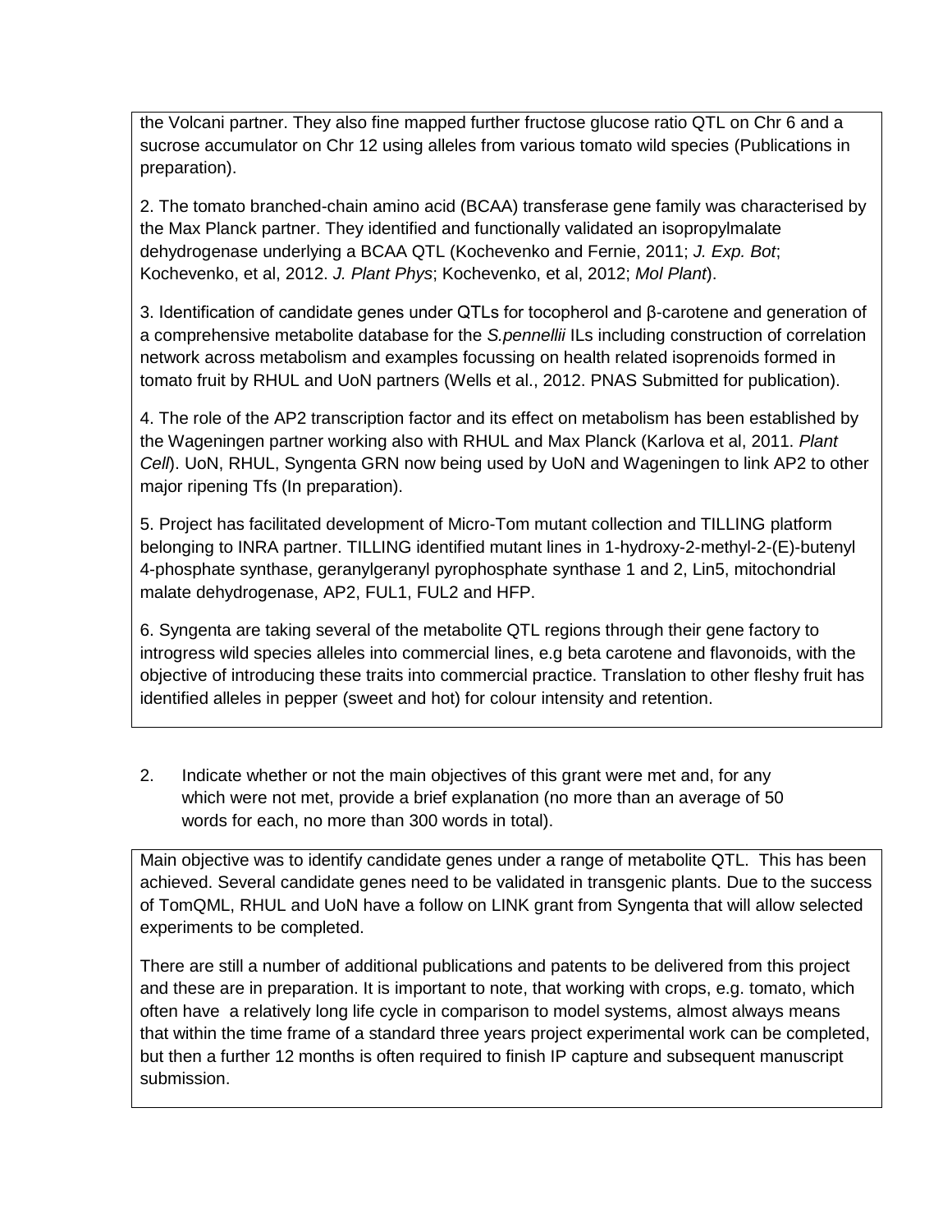the Volcani partner. They also fine mapped further fructose glucose ratio QTL on Chr 6 and a sucrose accumulator on Chr 12 using alleles from various tomato wild species (Publications in preparation).

2. The tomato branched-chain amino acid (BCAA) transferase gene family was characterised by the Max Planck partner. They identified and functionally validated an isopropylmalate dehydrogenase underlying a BCAA QTL (Kochevenko and Fernie, 2011; *J. Exp. Bot*; Kochevenko, et al, 2012. *J. Plant Phys*; Kochevenko, et al, 2012; *Mol Plant*).

3. Identification of candidate genes under QTLs for tocopherol and β-carotene and generation of a comprehensive metabolite database for the *S.pennellii* ILs including construction of correlation network across metabolism and examples focussing on health related isoprenoids formed in tomato fruit by RHUL and UoN partners (Wells et al., 2012. PNAS Submitted for publication).

4. The role of the AP2 transcription factor and its effect on metabolism has been established by the Wageningen partner working also with RHUL and Max Planck (Karlova et al, 2011. *Plant Cell*). UoN, RHUL, Syngenta GRN now being used by UoN and Wageningen to link AP2 to other major ripening Tfs (In preparation).

5. Project has facilitated development of Micro-Tom mutant collection and TILLING platform belonging to INRA partner. TILLING identified mutant lines in 1-hydroxy-2-methyl-2-(E)-butenyl 4-phosphate synthase, geranylgeranyl pyrophosphate synthase 1 and 2, Lin5, mitochondrial malate dehydrogenase, AP2, FUL1, FUL2 and HFP.

6. Syngenta are taking several of the metabolite QTL regions through their gene factory to introgress wild species alleles into commercial lines, e.g beta carotene and flavonoids, with the objective of introducing these traits into commercial practice. Translation to other fleshy fruit has identified alleles in pepper (sweet and hot) for colour intensity and retention.

2. Indicate whether or not the main objectives of this grant were met and, for any which were not met, provide a brief explanation (no more than an average of 50 words for each, no more than 300 words in total).

Main objective was to identify candidate genes under a range of metabolite QTL. This has been achieved. Several candidate genes need to be validated in transgenic plants. Due to the success of TomQML, RHUL and UoN have a follow on LINK grant from Syngenta that will allow selected experiments to be completed.

There are still a number of additional publications and patents to be delivered from this project and these are in preparation. It is important to note, that working with crops, e.g. tomato, which often have a relatively long life cycle in comparison to model systems, almost always means that within the time frame of a standard three years project experimental work can be completed, but then a further 12 months is often required to finish IP capture and subsequent manuscript submission.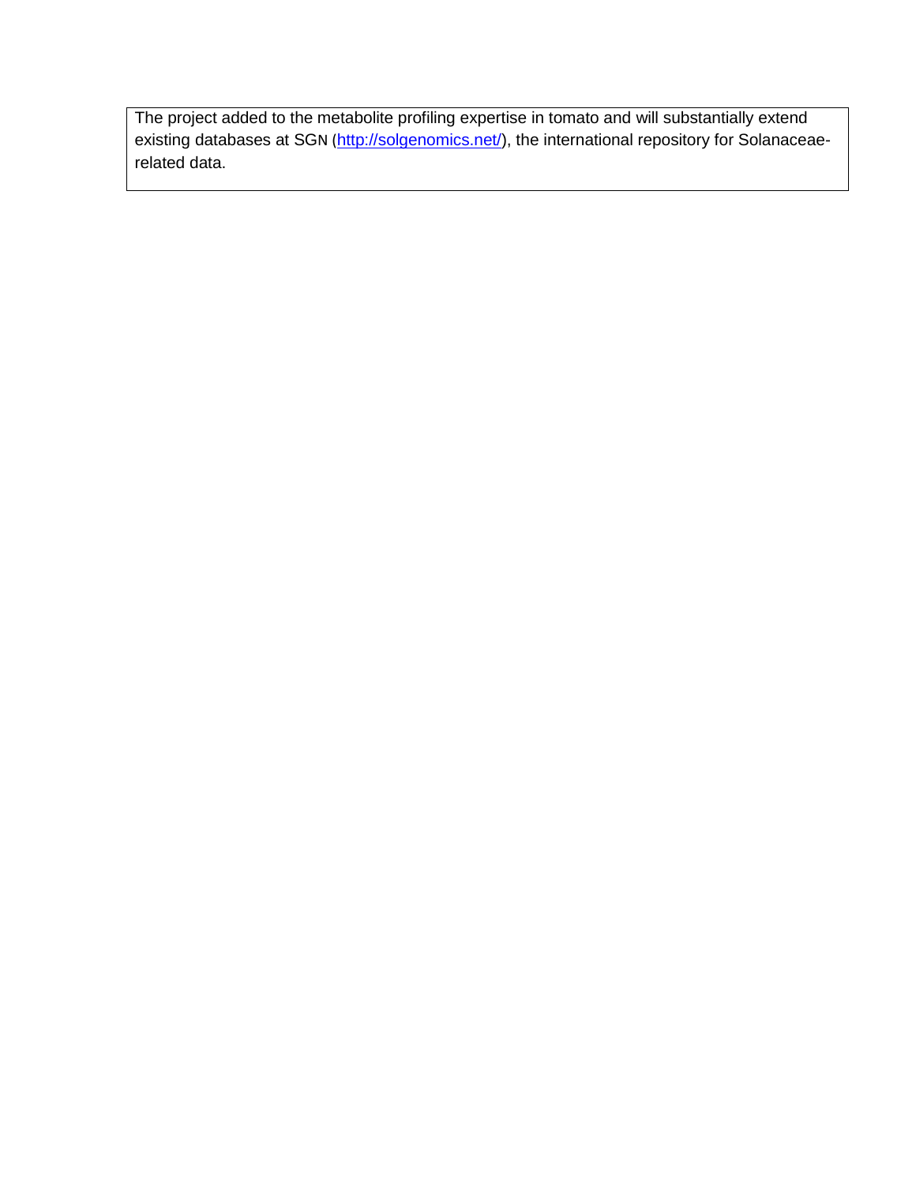The project added to the metabolite profiling expertise in tomato and will substantially extend existing databases at SGN (http://solgenomics.net/), the international repository for Solanaceae-related data.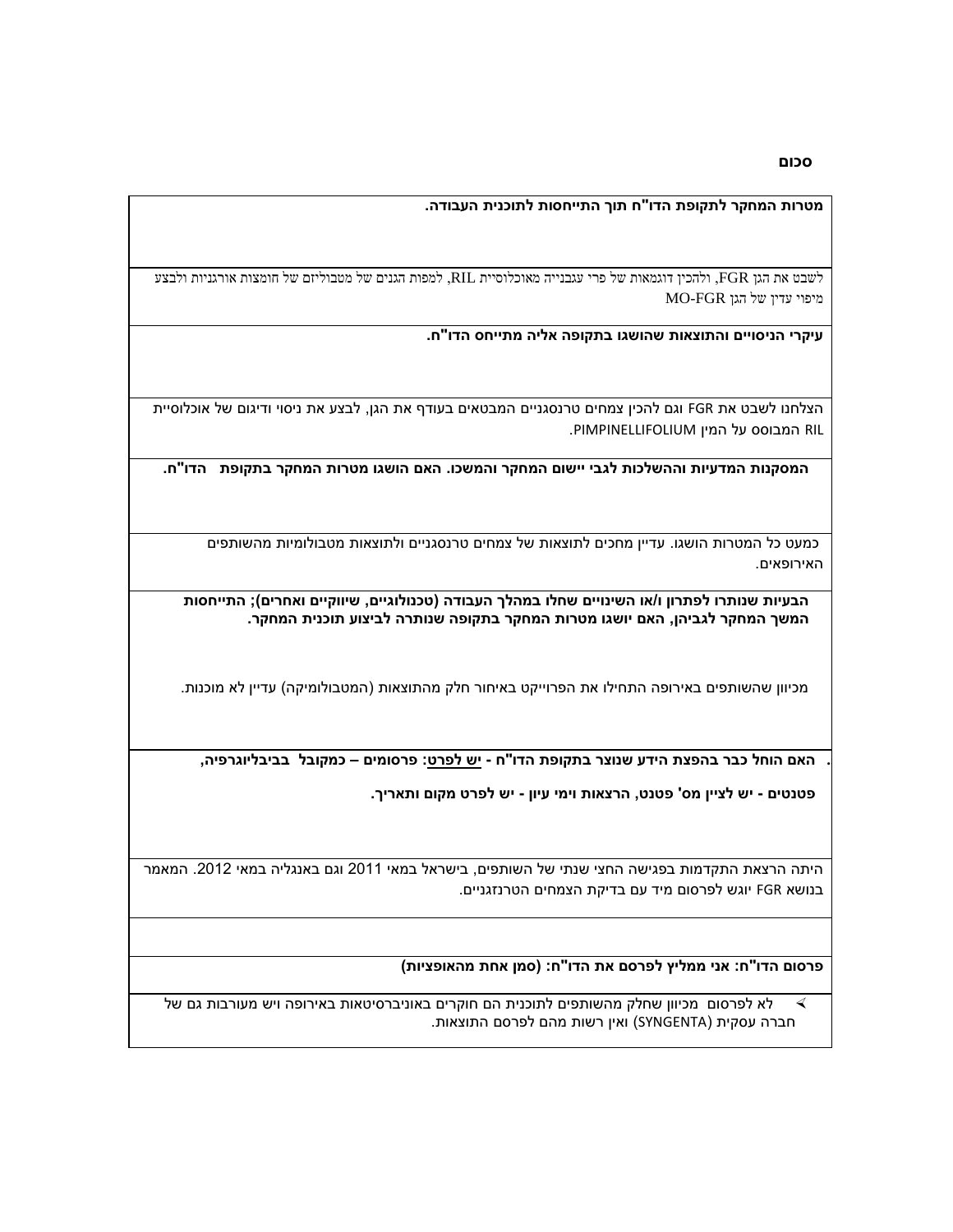**סכום**

**מטרות המחקר לתקופת הדו"ח תוך התייחסות לתוכנית העבודה.**

לשבט את הגן FGR, ולהכין דוגמאות של פרי עגבנייה מאוכלוסיית RIL, למפות הגנים של מטבוליזם של חומצות אורגניות ולבצע מיפוי עדין של הגן MO-FGR

**עיקרי הניסויים והתוצאות שהושגו בתקופה אליה מתייחס הדו"ח.**

הצלחנו לשבט את FGR וגם להכין צמחים טרנסגניים המבטאים בעודף את הגן, לבצע את ניסוי ודיגום של אוכלוסיית RIL המבוסס על המין PIMPINELLIFOLIUM.

**המסקנות המדעיות וההשלכות לגבי יישום המחקר והמשכו. האם הושגו מטרות המחקר בתקופת הדו"ח.**

כמעט כל המטרות הושגו. עדיין מחכים לתוצאות של צמחים טרנסגניים ולתוצאות מטבולומיות מהשותפים האירופאים.

**הבעיות שנותרו לפתרון ו/או השינויים שחלו במהלך העבודה (טכנולוגיים, שיווקיים ואחרים); התייחסות המשך המחקר לגביהן, האם יושגו מטרות המחקר בתקופה שנותרה לביצוע תוכנית המחקר.**

מכיוון שהשותפים באירופה התחילו את הפרוייקט באיחור חלק מהתוצאות (המטבולומיקה) עדיין לא מוכנות.

**האם הוחל כבר בהפצת הידע שנוצר בתקופת הדו"ח - <u>יש לפרט</u>: פרסומים – כמקובל בביבליוגרפיה,**

**פטנטים - יש לציין מס' פטנט, הרצאות וימי עיון - יש לפרט מקום ותאריך.**

היתה הרצאת התקדמות בפגישה החצי שנתי של השותפים, בישראל במאי 2011 וגם באנגליה במאי 2012. המאמר בנושא FGR יוגש לפרסום מיד עם בדיקת הצמחים הטרנזגניים.

**פרסום הדו"ח: אני ממליץ לפרסם את הדו"ח: (סמן אחת מהאופציות)**

- לא לפרסום מכיוון שחלק מהשותפים לתוכנית הם חוקרים באוניברסיטאות באירופה ויש מעורבות גם של חברה עסקית (SYNGENTA) ואין רשות מהם לפרסם התוצאות.